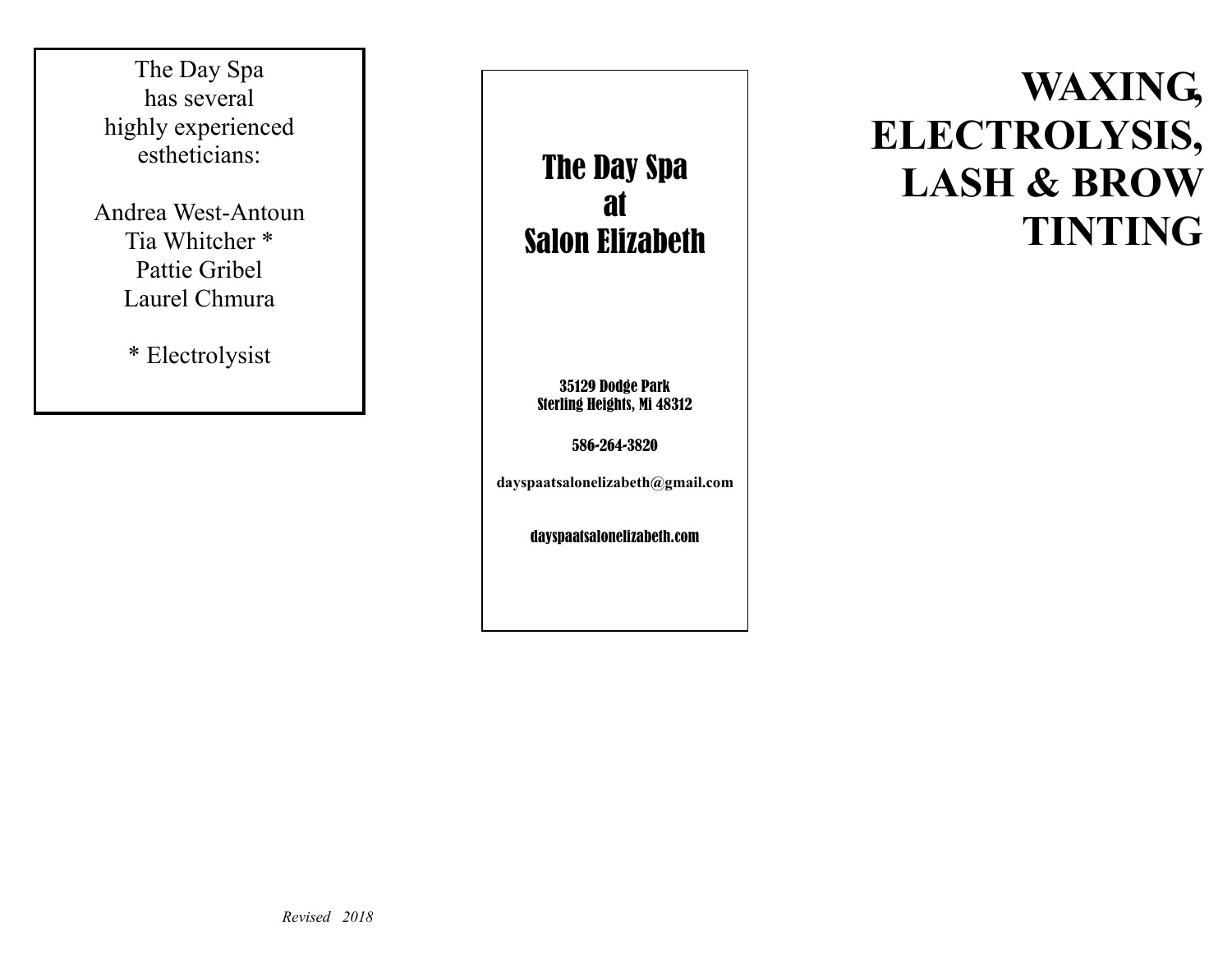The Day Spa
has several
highly experienced
estheticians:

Andrea West-Antoun
Tia Whitcher *
Pattie Gribel
Laurel Chmura

* Electrolysist

*Revised 2018*

## The Day Spa at Salon Elizabeth

**35129 Dodge Park**
**Sterling Heights, Mi 48312**

**586-264-3820**

**dayspaatsalonelizabeth@gmail.com**

**dayspaatsalonelizabeth.com**

# WAXING, ELECTROLYSIS, LASH & BROW TINTING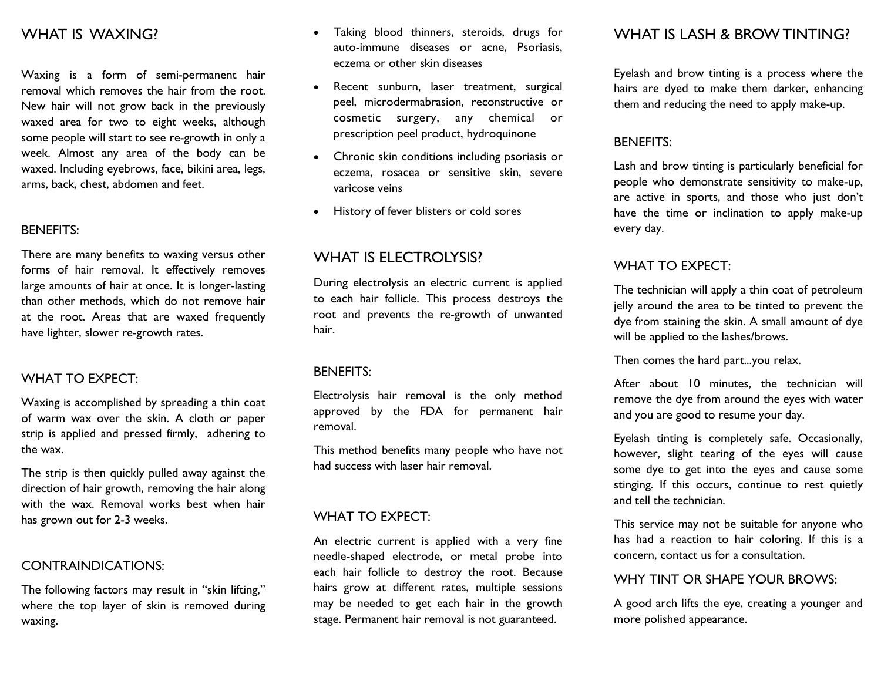# WHAT IS WAXING?

Waxing is a form of semi-permanent hair removal which removes the hair from the root. New hair will not grow back in the previously waxed area for two to eight weeks, although some people will start to see re-growth in only a week. Almost any area of the body can be waxed. Including eyebrows, face, bikini area, legs, arms, back, chest, abdomen and feet.

## BENEFITS:

There are many benefits to waxing versus other forms of hair removal. It effectively removes large amounts of hair at once. It is longer-lasting than other methods, which do not remove hair at the root. Areas that are waxed frequently have lighter, slower re-growth rates.

## WHAT TO EXPECT:

Waxing is accomplished by spreading a thin coat of warm wax over the skin. A cloth or paper strip is applied and pressed firmly, adhering to the wax.

The strip is then quickly pulled away against the direction of hair growth, removing the hair along with the wax. Removal works best when hair has grown out for 2-3 weeks.

## CONTRAINDICATIONS:

The following factors may result in "skin lifting," where the top layer of skin is removed during waxing.

- Taking blood thinners, steroids, drugs for auto-immune diseases or acne, Psoriasis, eczema or other skin diseases
- Recent sunburn, laser treatment, surgical peel, microdermabrasion, reconstructive or cosmetic surgery, any chemical or prescription peel product, hydroquinone
- Chronic skin conditions including psoriasis or eczema, rosacea or sensitive skin, severe varicose veins
- History of fever blisters or cold sores

# WHAT IS ELECTROLYSIS?

During electrolysis an electric current is applied to each hair follicle. This process destroys the root and prevents the re-growth of unwanted hair.

## BENEFITS:

Electrolysis hair removal is the only method approved by the FDA for permanent hair removal.

This method benefits many people who have not had success with laser hair removal.

## WHAT TO EXPECT:

An electric current is applied with a very fine needle-shaped electrode, or metal probe into each hair follicle to destroy the root. Because hairs grow at different rates, multiple sessions may be needed to get each hair in the growth stage. Permanent hair removal is not guaranteed.

# WHAT IS LASH & BROW TINTING?

Eyelash and brow tinting is a process where the hairs are dyed to make them darker, enhancing them and reducing the need to apply make-up.

## BENEFITS:

Lash and brow tinting is particularly beneficial for people who demonstrate sensitivity to make-up, are active in sports, and those who just don't have the time or inclination to apply make-up every day.

## WHAT TO EXPECT:

The technician will apply a thin coat of petroleum jelly around the area to be tinted to prevent the dye from staining the skin. A small amount of dye will be applied to the lashes/brows.

Then comes the hard part...you relax.

After about 10 minutes, the technician will remove the dye from around the eyes with water and you are good to resume your day.

Eyelash tinting is completely safe. Occasionally, however, slight tearing of the eyes will cause some dye to get into the eyes and cause some stinging. If this occurs, continue to rest quietly and tell the technician.

This service may not be suitable for anyone who has had a reaction to hair coloring. If this is a concern, contact us for a consultation.

## WHY TINT OR SHAPE YOUR BROWS:

A good arch lifts the eye, creating a younger and more polished appearance.